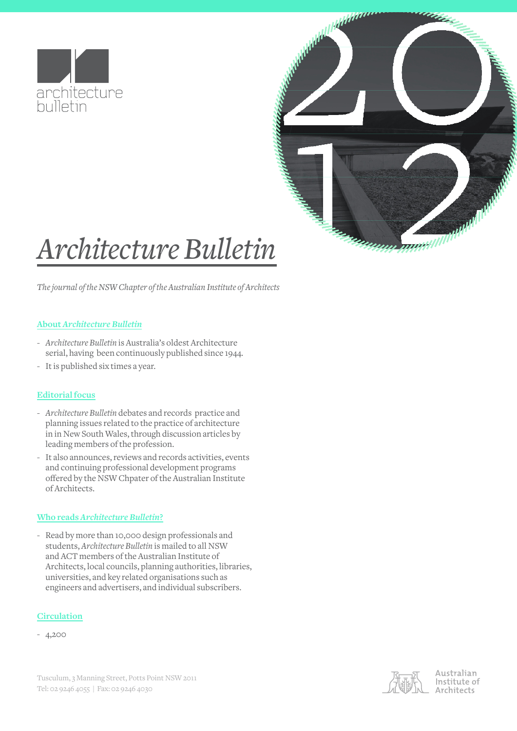architecture bulletin

2012

# *Architecture Bulletin*

*The journal of the NSW Chapter of the Australian Institute of Architects*

### About *Architecture Bulletin*

- *Architecture Bulletin* is Australia's oldest Architecture serial, having been continuously published since 1944.
- It is published six times a year.

### Editorial focus

- *Architecture Bulletin* debates and records practice and planning issues related to the practice of architecture in in New South Wales, through discussion articles by leading members of the profession.
- It also announces, reviews and records activities, events and continuing professional development programs offered by the NSW Chpater of the Australian Institute of Architects.

### Who reads *Architecture Bulletin*?

- Read by more than 10,000 design professionals and students, *Architecture Bulletin* is mailed to all NSW and ACT members of the Australian Institute of Architects, local councils, planning authorities, libraries, universities, and key related organisations such as engineers and advertisers, and individual subscribers.

### Circulation

- 4,200

Tusculum, 3 Manning Street, Potts Point NSW 2011
Tel: 02 9246 4055 | Fax: 02 9246 4030

Australian Institute of Architects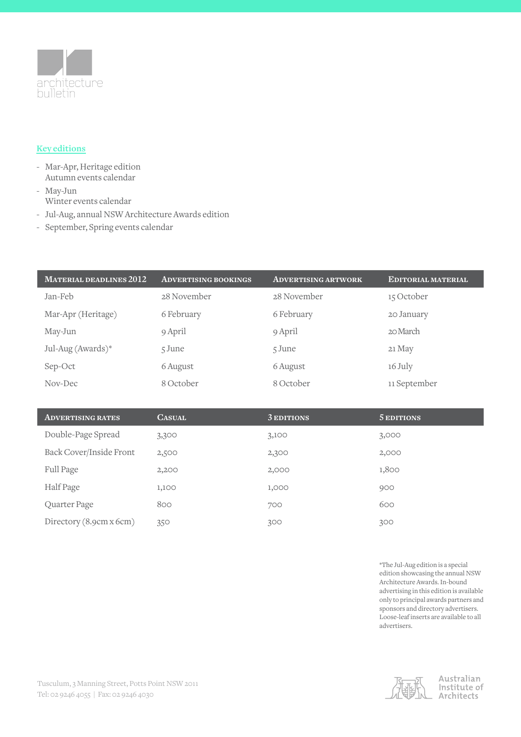architecture bulletin

## Key editions

- Mar-Apr, Heritage edition
  Autumn events calendar
- May-Jun
  Winter events calendar
- Jul-Aug, annual NSW Architecture Awards edition
- September, Spring events calendar

| Material deadlines 2012 | Advertising bookings | Advertising artwork | Editorial material |
|---|---|---|---|
| Jan-Feb | 28 November | 28 November | 15 October |
| Mar-Apr (Heritage) | 6 February | 6 February | 20 January |
| May-Jun | 9 April | 9 April | 20 March |
| Jul-Aug (Awards)* | 5 June | 5 June | 21 May |
| Sep-Oct | 6 August | 6 August | 16 July |
| Nov-Dec | 8 October | 8 October | 11 September |

| Advertising rates | Casual | 3 editions | 5 editions |
|---|---|---|---|
| Double-Page Spread | 3,300 | 3,100 | 3,000 |
| Back Cover/Inside Front | 2,500 | 2,300 | 2,000 |
| Full Page | 2,200 | 2,000 | 1,800 |
| Half Page | 1,100 | 1,000 | 900 |
| Quarter Page | 800 | 700 | 600 |
| Directory (8.9cm x 6cm) | 350 | 300 | 300 |

*The Jul-Aug edition is a special edition showcasing the annual NSW Architecture Awards. In-bound advertising in this edition is available only to principal awards partners and sponsors and directory advertisers. Loose-leaf inserts are available to all advertisers.

Tusculum, 3 Manning Street, Potts Point NSW 2011
Tel: 02 9246 4055 | Fax: 02 9246 4030

Australian Institute of Architects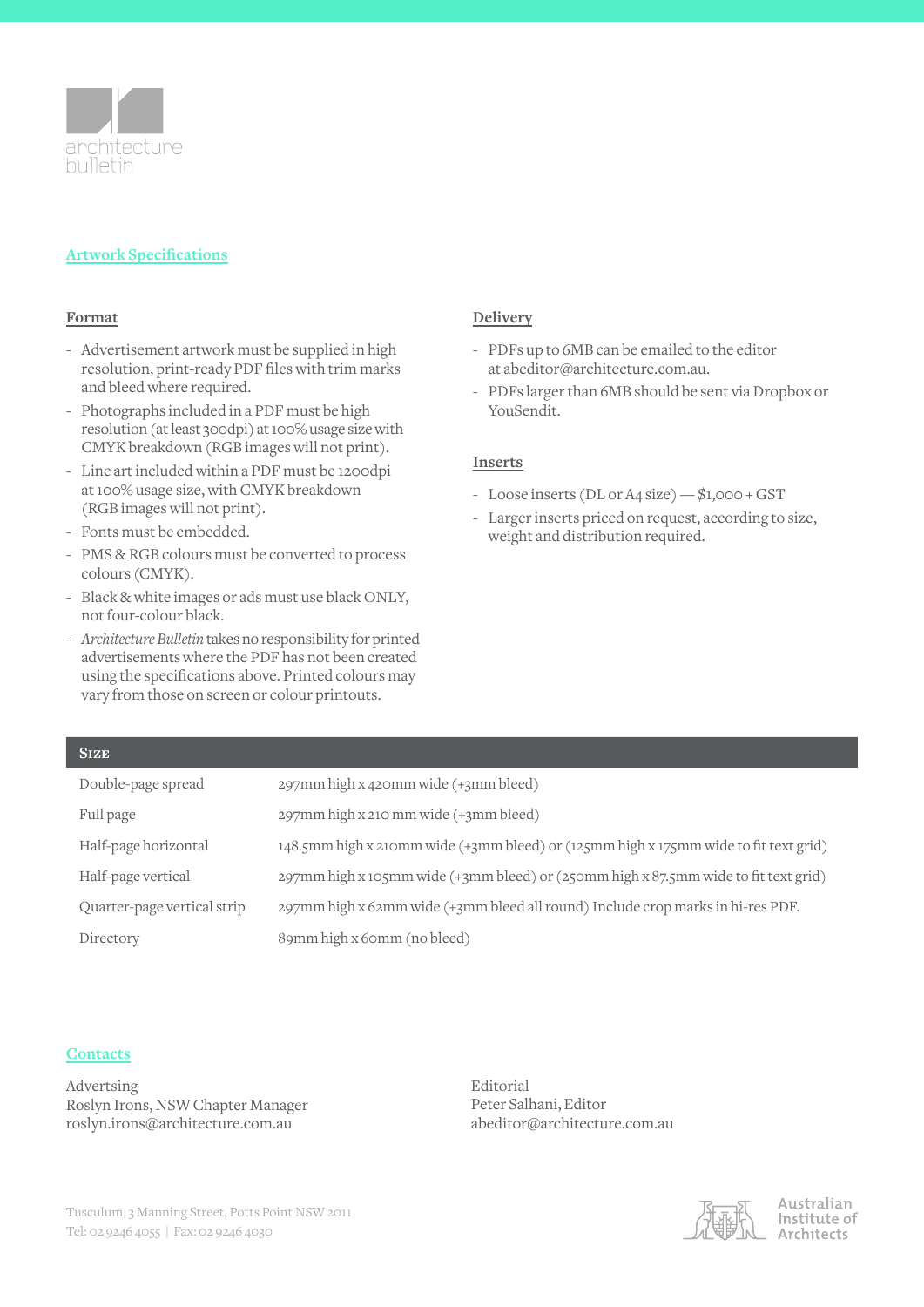architecture bulletin

## Artwork Specifications

### Format

- Advertisement artwork must be supplied in high resolution, print-ready PDF files with trim marks and bleed where required.
- Photographs included in a PDF must be high resolution (at least 300dpi) at 100% usage size with CMYK breakdown (RGB images will not print).
- Line art included within a PDF must be 1200dpi at 100% usage size, with CMYK breakdown (RGB images will not print).
- Fonts must be embedded.
- PMS & RGB colours must be converted to process colours (CMYK).
- Black & white images or ads must use black ONLY, not four-colour black.
- *Architecture Bulletin* takes no responsibility for printed advertisements where the PDF has not been created using the specifications above. Printed colours may vary from those on screen or colour printouts.

### Delivery

- PDFs up to 6MB can be emailed to the editor at abeditor@architecture.com.au.
- PDFs larger than 6MB should be sent via Dropbox or YouSendit.

### Inserts

- Loose inserts (DL or A4 size) — $1,000 + GST
- Larger inserts priced on request, according to size, weight and distribution required.

| Size | |
|---|---|
| Double-page spread | 297mm high x 420mm wide (+3mm bleed) |
| Full page | 297mm high x 210 mm wide (+3mm bleed) |
| Half-page horizontal | 148.5mm high x 210mm wide (+3mm bleed) or (125mm high x 175mm wide to fit text grid) |
| Half-page vertical | 297mm high x 105mm wide (+3mm bleed) or (250mm high x 87.5mm wide to fit text grid) |
| Quarter-page vertical strip | 297mm high x 62mm wide (+3mm bleed all round) Include crop marks in hi-res PDF. |
| Directory | 89mm high x 60mm (no bleed) |

## Contacts

Advertsing
Roslyn Irons, NSW Chapter Manager
roslyn.irons@architecture.com.au

Editorial
Peter Salhani, Editor
abeditor@architecture.com.au

Tusculum, 3 Manning Street, Potts Point NSW 2011
Tel: 02 9246 4055 | Fax: 02 9246 4030

Australian Institute of Architects